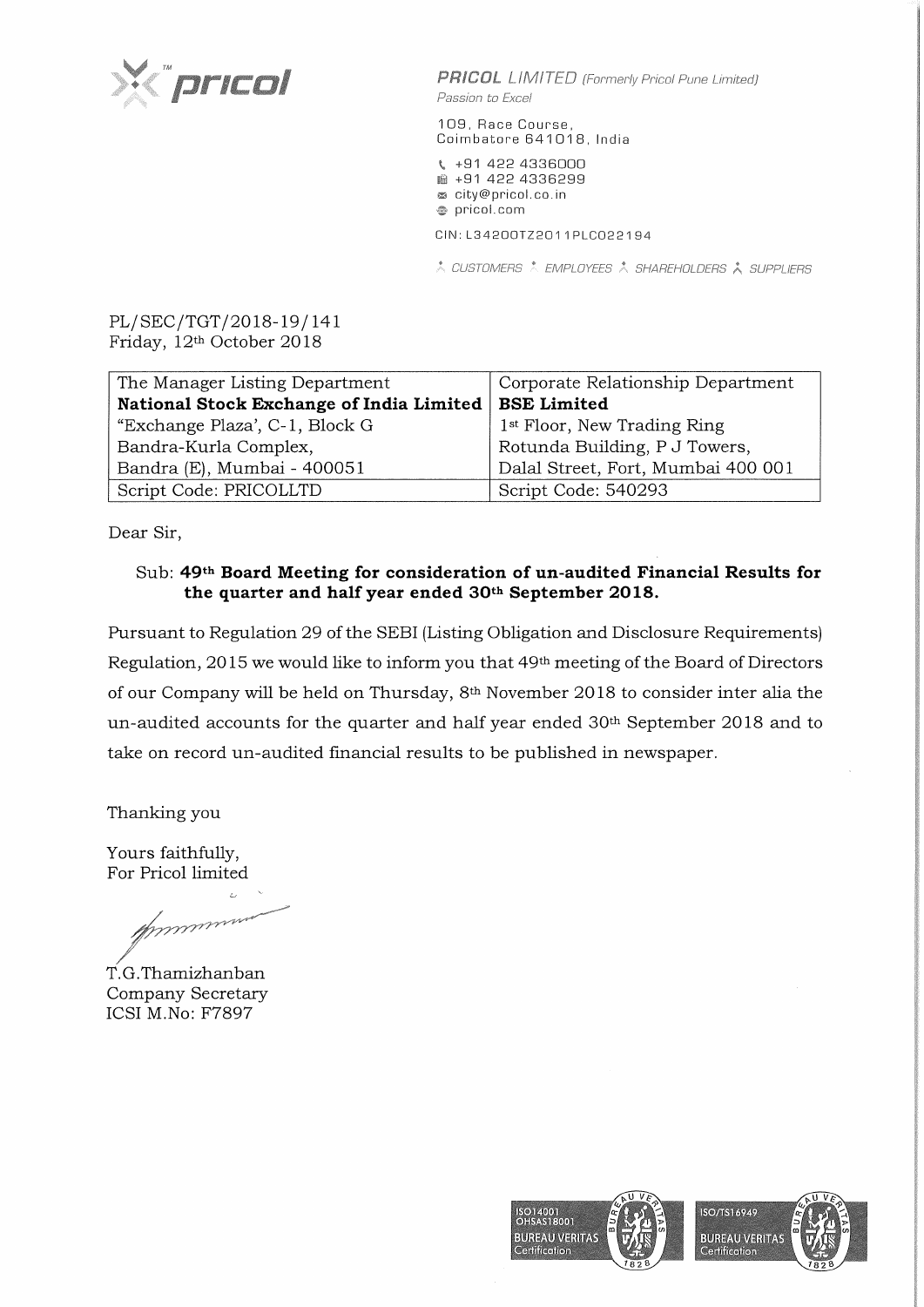**PRICOL** *LIMITED (Formerly Pricol Pune Limited)*
*Passion to Excel*

109, Race Course,
Coimbatore 641018, India

+91 422 4336000
+91 422 4336299
city@pricol.co.in
pricol.com

CIN: L34200TZ2011PLC022194

*CUSTOMERS EMPLOYEES SHAREHOLDERS SUPPLIERS*

PL/SEC/TGT/2018-19/141
Friday, 12th October 2018

| The Manager Listing Department | Corporate Relationship Department |
|---|---|
| **National Stock Exchange of India Limited** | **BSE Limited** |
| "Exchange Plaza', C-1, Block G | 1st Floor, New Trading Ring |
| Bandra-Kurla Complex, | Rotunda Building, P J Towers, |
| Bandra (E), Mumbai - 400051 | Dalal Street, Fort, Mumbai 400 001 |
| Script Code: PRICOLLTD | Script Code: 540293 |

Dear Sir,

Sub: **49th Board Meeting for consideration of un-audited Financial Results for the quarter and half year ended 30th September 2018.**

Pursuant to Regulation 29 of the SEBI (Listing Obligation and Disclosure Requirements) Regulation, 2015 we would like to inform you that 49th meeting of the Board of Directors of our Company will be held on Thursday, 8th November 2018 to consider inter alia the un-audited accounts for the quarter and half year ended 30th September 2018 and to take on record un-audited financial results to be published in newspaper.

Thanking you

Yours faithfully,
For Pricol limited

T.G.Thamizhanban
Company Secretary
ICSI M.No: F7897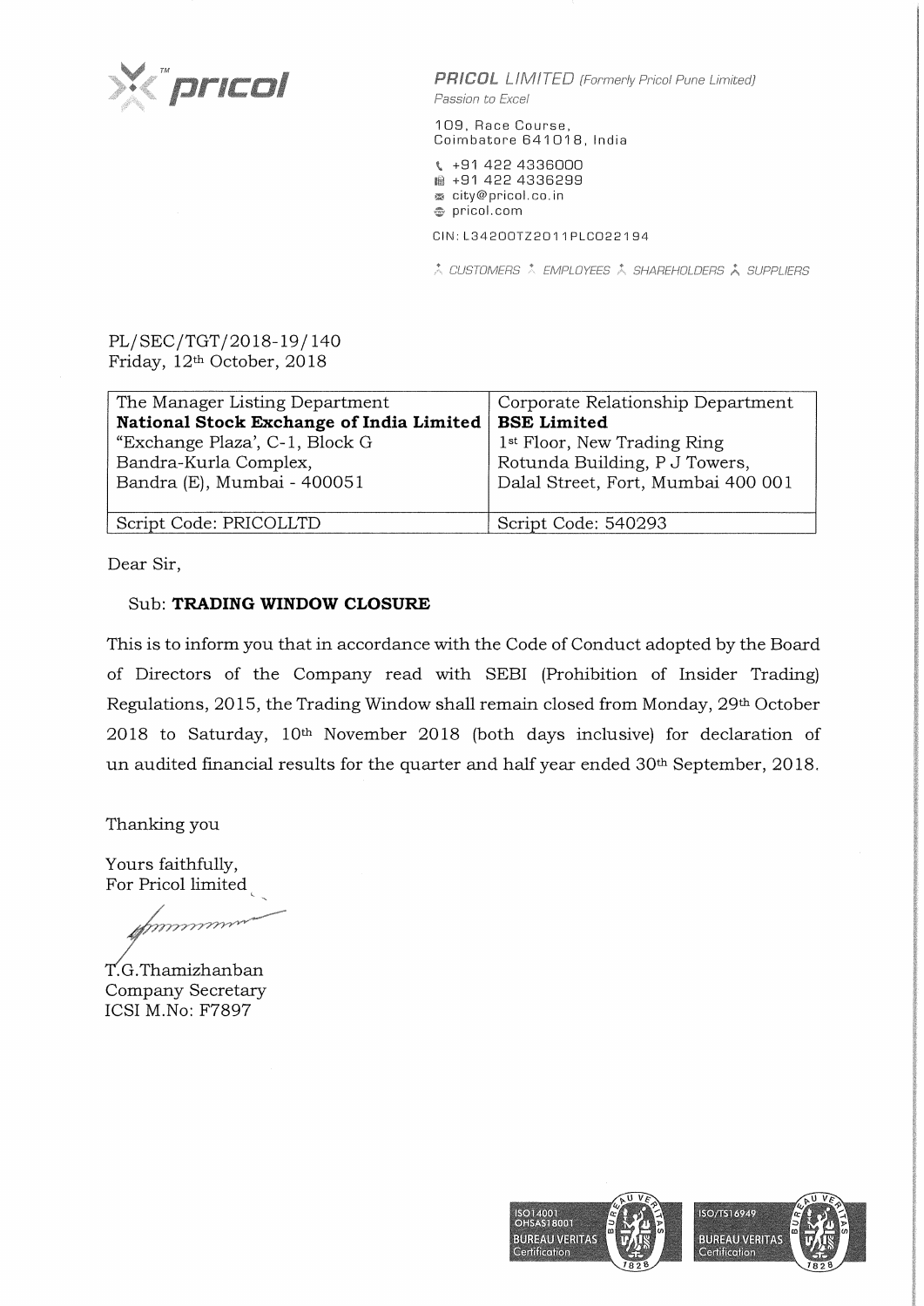**PRICOL** *LIMITED (Formerly Pricol Pune Limited)*
*Passion to Excel*

109, Race Course,
Coimbatore 641018, India

+91 422 4336000
+91 422 4336299
city@pricol.co.in
pricol.com

CIN: L34200TZ2011PLC022194

*CUSTOMERS EMPLOYEES SHAREHOLDERS SUPPLIERS*

PL/SEC/TGT/2018-19/140
Friday, 12th October, 2018

| | |
|---|---|
| The Manager Listing Department<br>**National Stock Exchange of India Limited**<br>"Exchange Plaza', C-1, Block G<br>Bandra-Kurla Complex,<br>Bandra (E), Mumbai - 400051 | Corporate Relationship Department<br>**BSE Limited**<br>1st Floor, New Trading Ring<br>Rotunda Building, P J Towers,<br>Dalal Street, Fort, Mumbai 400 001 |
| Script Code: PRICOLLTD | Script Code: 540293 |

Dear Sir,

Sub: **TRADING WINDOW CLOSURE**

This is to inform you that in accordance with the Code of Conduct adopted by the Board of Directors of the Company read with SEBI (Prohibition of Insider Trading) Regulations, 2015, the Trading Window shall remain closed from Monday, 29th October 2018 to Saturday, 10th November 2018 (both days inclusive) for declaration of un audited financial results for the quarter and half year ended 30th September, 2018.

Thanking you

Yours faithfully,
For Pricol limited

T.G.Thamizhanban
Company Secretary
ICSI M.No: F7897

ISO14001
OHSAS18001
BUREAU VERITAS
Certification

ISO/TS16949
BUREAU VERITAS
Certification